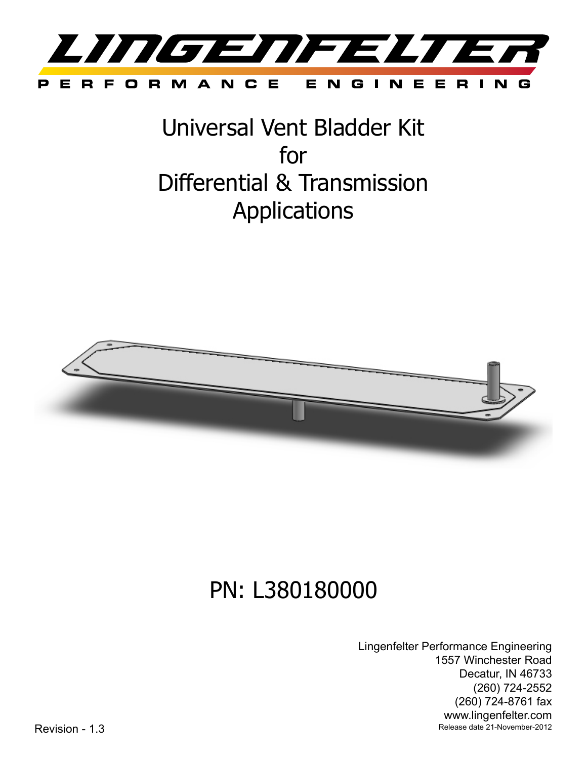LINGENFELTER

PERFORMANCE ENGINEERING

# Universal Vent Bladder Kit for Differential & Transmission Applications

## PN: L380180000

Lingenfelter Performance Engineering
1557 Winchester Road
Decatur, IN 46733
(260) 724-2552
(260) 724-8761 fax
www.lingenfelter.com
Release date 21-November-2012

Revision - 1.3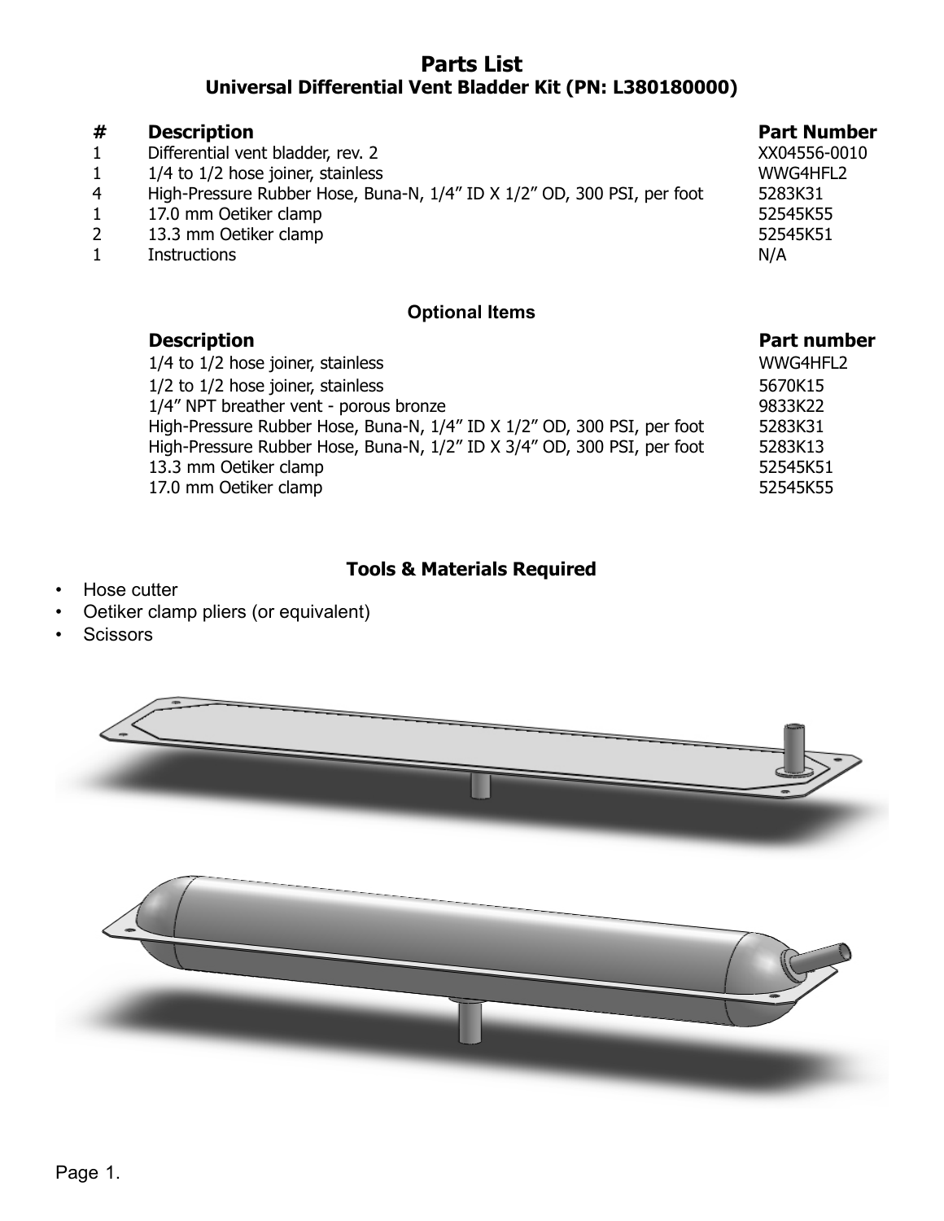# Parts List

## Universal Differential Vent Bladder Kit (PN: L380180000)

| # | Description | Part Number |
|---|---|---|
| 1 | Differential vent bladder, rev. 2 | XX04556-0010 |
| 1 | 1/4 to 1/2 hose joiner, stainless | WWG4HFL2 |
| 4 | High-Pressure Rubber Hose, Buna-N, 1/4” ID X 1/2” OD, 300 PSI, per foot | 5283K31 |
| 1 | 17.0 mm Oetiker clamp | 52545K55 |
| 2 | 13.3 mm Oetiker clamp | 52545K51 |
| 1 | Instructions | N/A |

### Optional Items

| Description | Part number |
|---|---|
| 1/4 to 1/2 hose joiner, stainless | WWG4HFL2 |
| 1/2 to 1/2 hose joiner, stainless | 5670K15 |
| 1/4” NPT breather vent - porous bronze | 9833K22 |
| High-Pressure Rubber Hose, Buna-N, 1/4” ID X 1/2” OD, 300 PSI, per foot | 5283K31 |
| High-Pressure Rubber Hose, Buna-N, 1/2” ID X 3/4” OD, 300 PSI, per foot | 5283K13 |
| 13.3 mm Oetiker clamp | 52545K51 |
| 17.0 mm Oetiker clamp | 52545K55 |

### Tools & Materials Required

- Hose cutter
- Oetiker clamp pliers (or equivalent)
- Scissors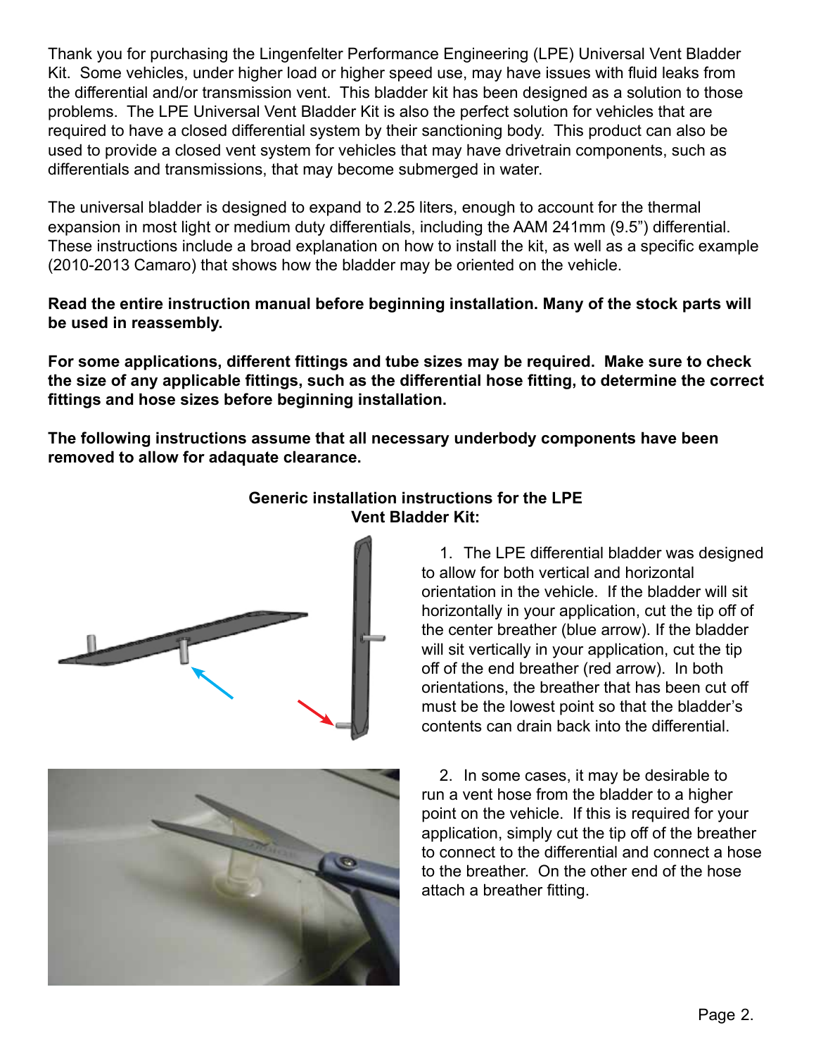Thank you for purchasing the Lingenfelter Performance Engineering (LPE) Universal Vent Bladder Kit. Some vehicles, under higher load or higher speed use, may have issues with fluid leaks from the differential and/or transmission vent. This bladder kit has been designed as a solution to those problems. The LPE Universal Vent Bladder Kit is also the perfect solution for vehicles that are required to have a closed differential system by their sanctioning body. This product can also be used to provide a closed vent system for vehicles that may have drivetrain components, such as differentials and transmissions, that may become submerged in water.

The universal bladder is designed to expand to 2.25 liters, enough to account for the thermal expansion in most light or medium duty differentials, including the AAM 241mm (9.5") differential. These instructions include a broad explanation on how to install the kit, as well as a specific example (2010-2013 Camaro) that shows how the bladder may be oriented on the vehicle.

**Read the entire instruction manual before beginning installation. Many of the stock parts will be used in reassembly.**

**For some applications, different fittings and tube sizes may be required. Make sure to check the size of any applicable fittings, such as the differential hose fitting, to determine the correct fittings and hose sizes before beginning installation.**

**The following instructions assume that all necessary underbody components have been removed to allow for adaquate clearance.**

## Generic installation instructions for the LPE Vent Bladder Kit:

1. The LPE differential bladder was designed to allow for both vertical and horizontal orientation in the vehicle. If the bladder will sit horizontally in your application, cut the tip off of the center breather (blue arrow). If the bladder will sit vertically in your application, cut the tip off of the end breather (red arrow). In both orientations, the breather that has been cut off must be the lowest point so that the bladder's contents can drain back into the differential.

2. In some cases, it may be desirable to run a vent hose from the bladder to a higher point on the vehicle. If this is required for your application, simply cut the tip off of the breather to connect to the differential and connect a hose to the breather. On the other end of the hose attach a breather fitting.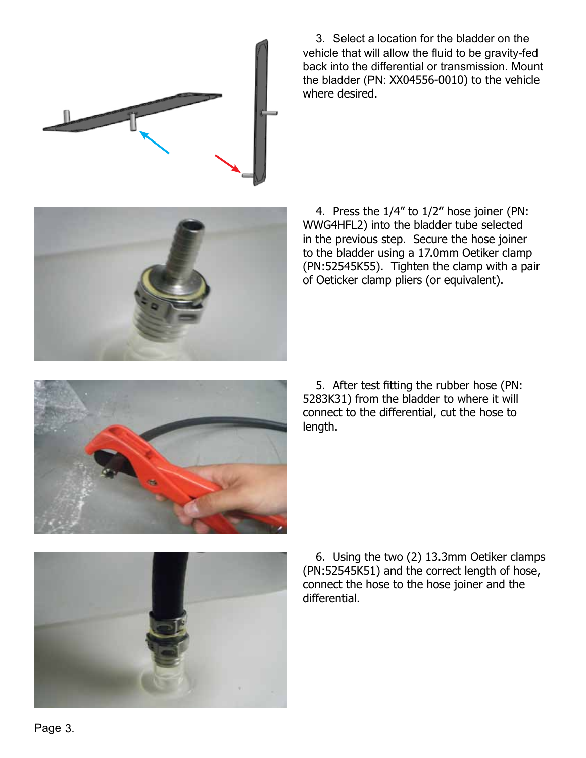3. Select a location for the bladder on the vehicle that will allow the fluid to be gravity-fed back into the differential or transmission. Mount the bladder (PN: XX04556-0010) to the vehicle where desired.

4. Press the 1/4” to 1/2” hose joiner (PN: WWG4HFL2) into the bladder tube selected in the previous step. Secure the hose joiner to the bladder using a 17.0mm Oetiker clamp (PN:52545K55). Tighten the clamp with a pair of Oeticker clamp pliers (or equivalent).

5. After test fitting the rubber hose (PN: 5283K31) from the bladder to where it will connect to the differential, cut the hose to length.

6. Using the two (2) 13.3mm Oetiker clamps (PN:52545K51) and the correct length of hose, connect the hose to the hose joiner and the differential.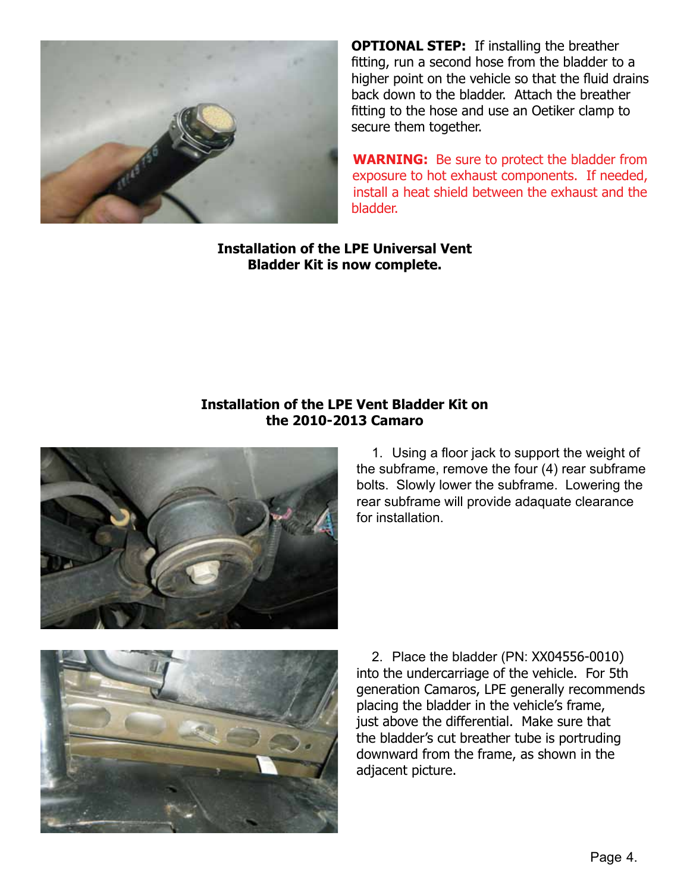**OPTIONAL STEP:** If installing the breather fitting, run a second hose from the bladder to a higher point on the vehicle so that the fluid drains back down to the bladder. Attach the breather fitting to the hose and use an Oetiker clamp to secure them together.

**WARNING:** Be sure to protect the bladder from exposure to hot exhaust components. If needed, install a heat shield between the exhaust and the bladder.

**Installation of the LPE Universal Vent Bladder Kit is now complete.**

## Installation of the LPE Vent Bladder Kit on the 2010-2013 Camaro

1. Using a floor jack to support the weight of the subframe, remove the four (4) rear subframe bolts. Slowly lower the subframe. Lowering the rear subframe will provide adaquate clearance for installation.

2. Place the bladder (PN: XX04556-0010) into the undercarriage of the vehicle. For 5th generation Camaros, LPE generally recommends placing the bladder in the vehicle's frame, just above the differential. Make sure that the bladder's cut breather tube is portruding downward from the frame, as shown in the adjacent picture.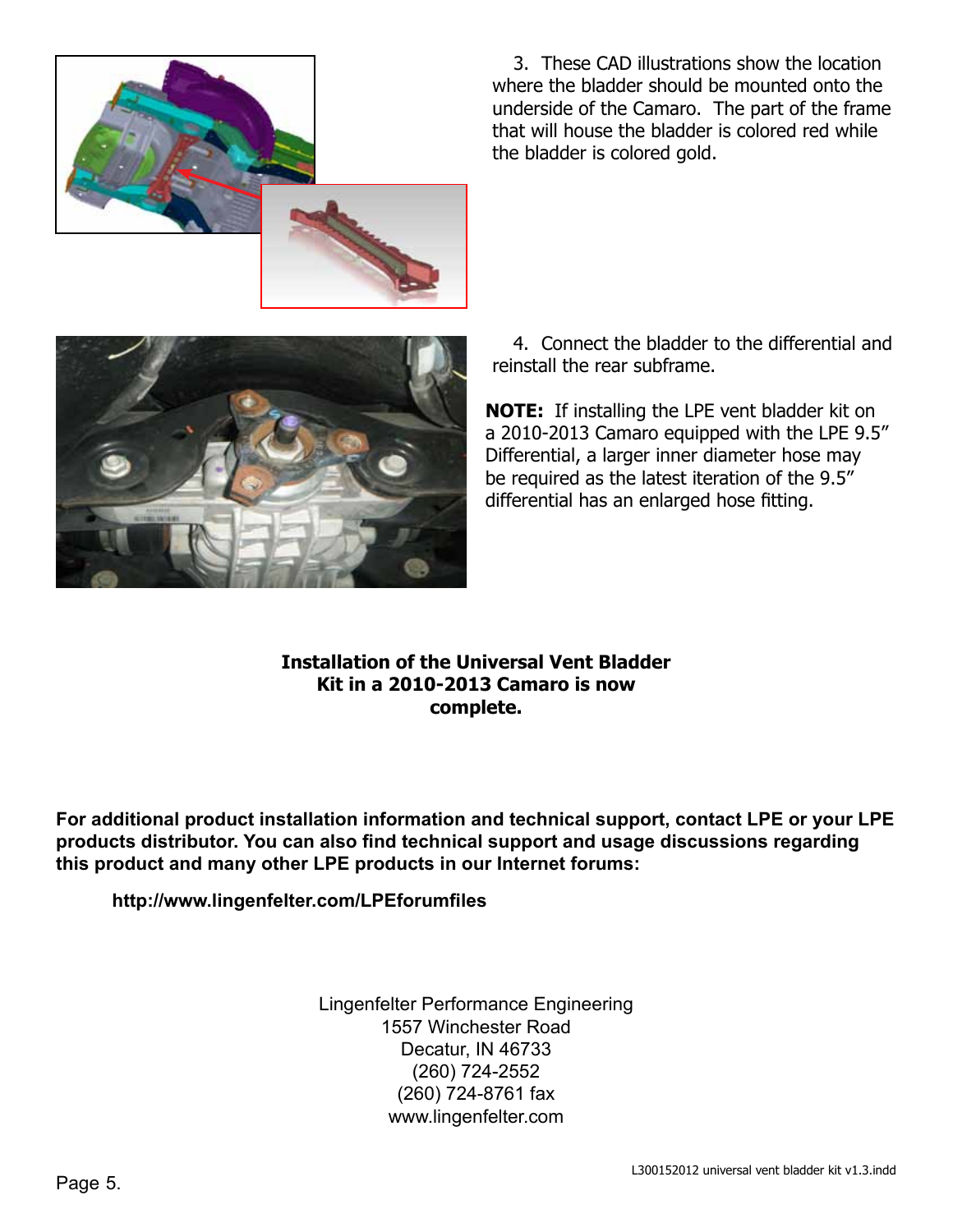3. These CAD illustrations show the location where the bladder should be mounted onto the underside of the Camaro. The part of the frame that will house the bladder is colored red while the bladder is colored gold.

4. Connect the bladder to the differential and reinstall the rear subframe.

**NOTE:** If installing the LPE vent bladder kit on a 2010-2013 Camaro equipped with the LPE 9.5" Differential, a larger inner diameter hose may be required as the latest iteration of the 9.5" differential has an enlarged hose fitting.

**Installation of the Universal Vent Bladder Kit in a 2010-2013 Camaro is now complete.**

**For additional product installation information and technical support, contact LPE or your LPE products distributor. You can also find technical support and usage discussions regarding this product and many other LPE products in our Internet forums:**

**http://www.lingenfelter.com/LPEforumfiles**

Lingenfelter Performance Engineering
1557 Winchester Road
Decatur, IN 46733
(260) 724-2552
(260) 724-8761 fax
www.lingenfelter.com

L300152012 universal vent bladder kit v1.3.indd